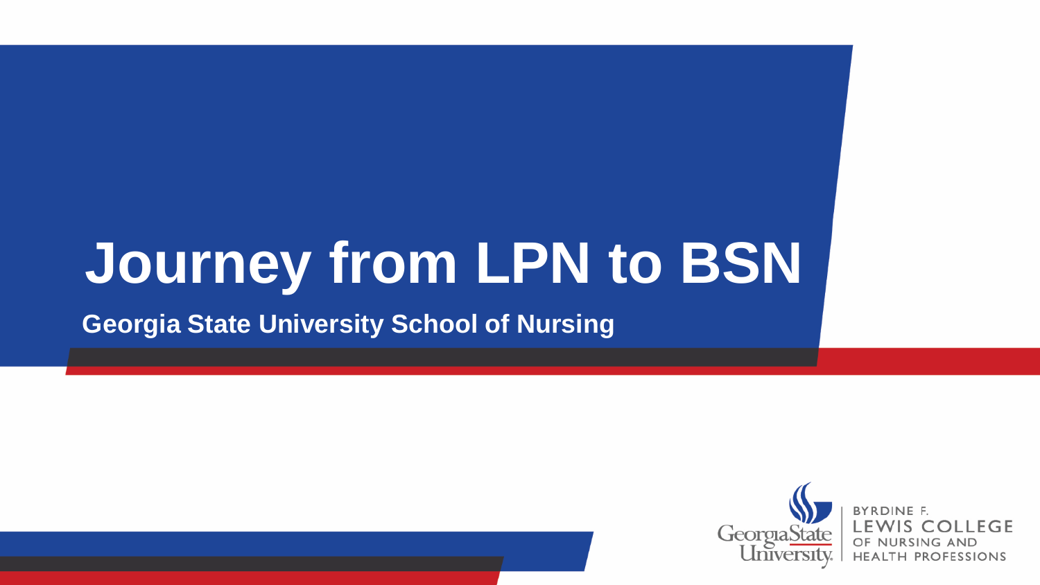# Journey from LPN to BSN

**Georgia State University School of Nursing**

Georgia State University | BYRDINE F. LEWIS COLLEGE OF NURSING AND HEALTH PROFESSIONS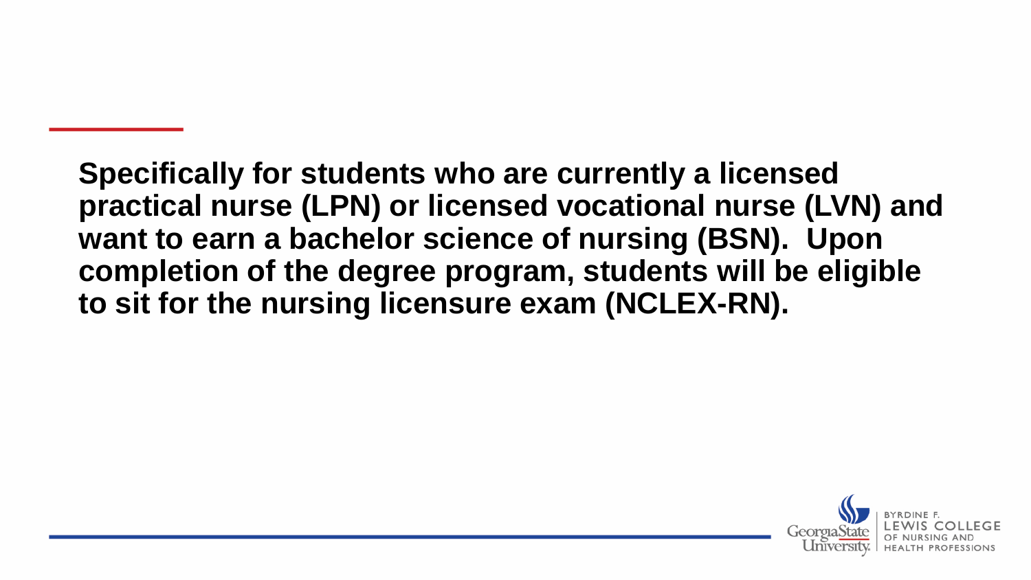**Specifically for students who are currently a licensed practical nurse (LPN) or licensed vocational nurse (LVN) and want to earn a bachelor science of nursing (BSN). Upon completion of the degree program, students will be eligible to sit for the nursing licensure exam (NCLEX-RN).**

Georgia State University | Byrdine F. Lewis College of Nursing and Health Professions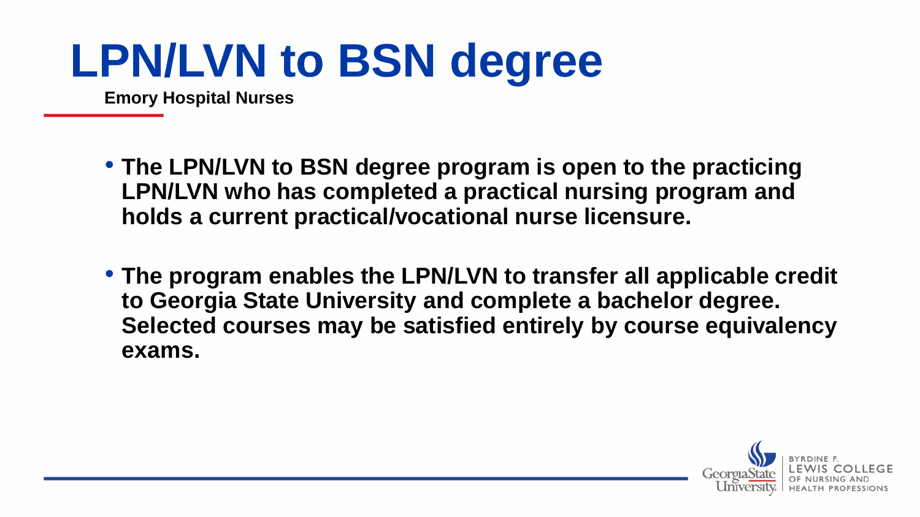# LPN/LVN to BSN degree

**Emory Hospital Nurses**

- **The LPN/LVN to BSN degree program is open to the practicing LPN/LVN who has completed a practical nursing program and holds a current practical/vocational nurse licensure.**
- **The program enables the LPN/LVN to transfer all applicable credit to Georgia State University and complete a bachelor degree. Selected courses may be satisfied entirely by course equivalency exams.**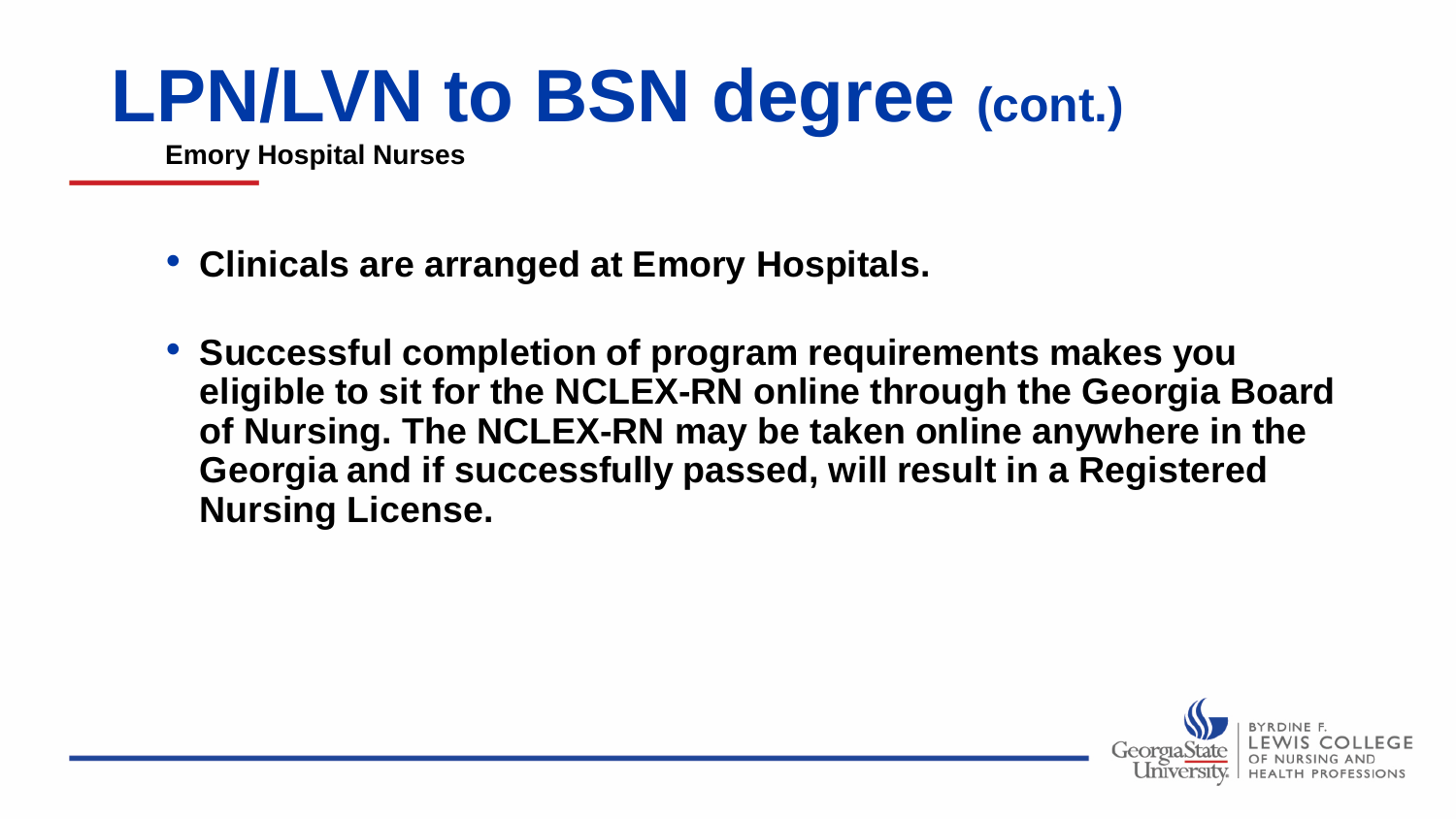# LPN/LVN to BSN degree (cont.)

**Emory Hospital Nurses**

- **Clinicals are arranged at Emory Hospitals.**
- **Successful completion of program requirements makes you eligible to sit for the NCLEX-RN online through the Georgia Board of Nursing. The NCLEX-RN may be taken online anywhere in the Georgia and if successfully passed, will result in a Registered Nursing License.**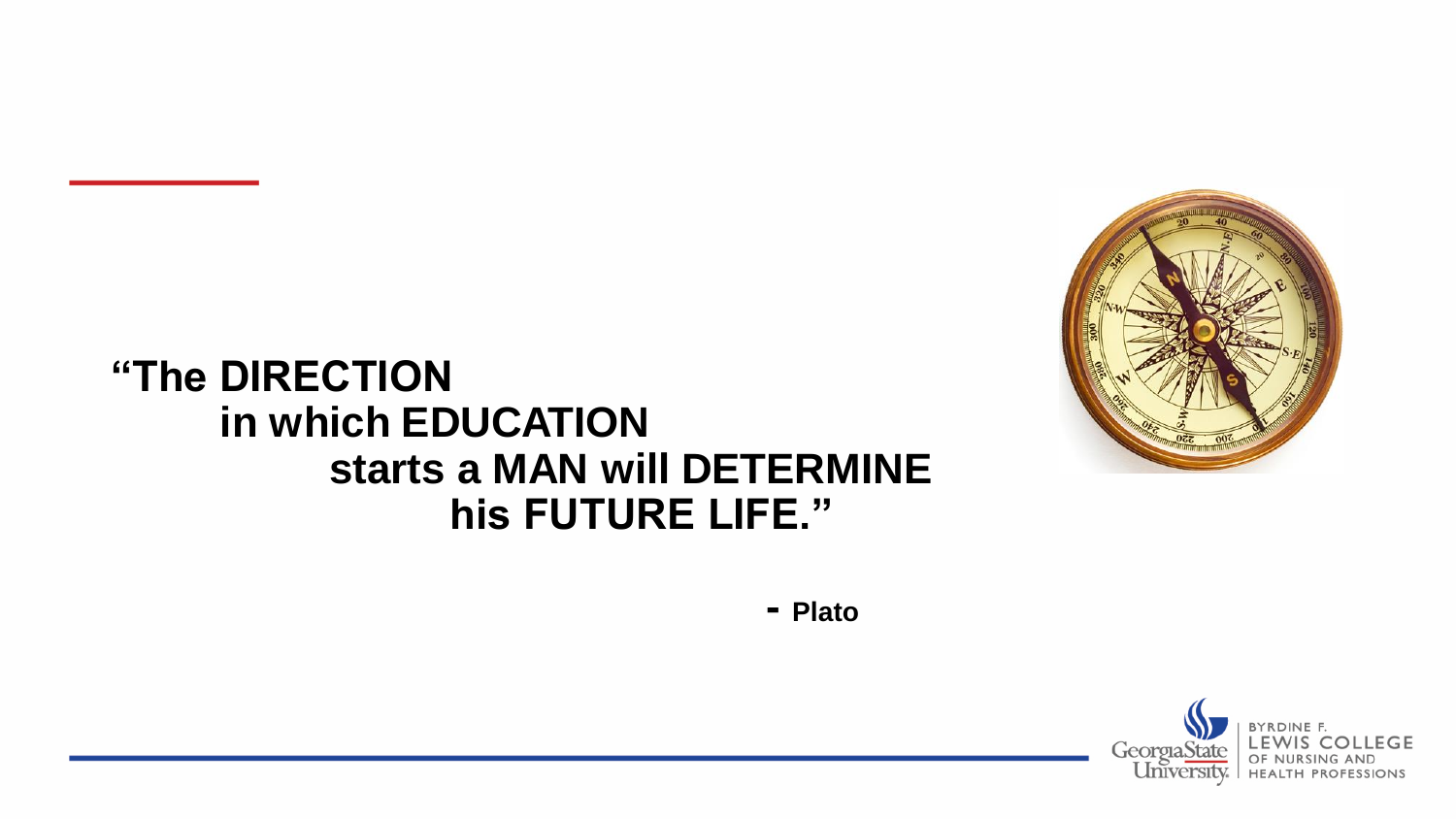**"The DIRECTION in which EDUCATION starts a MAN will DETERMINE his FUTURE LIFE."**

**- Plato**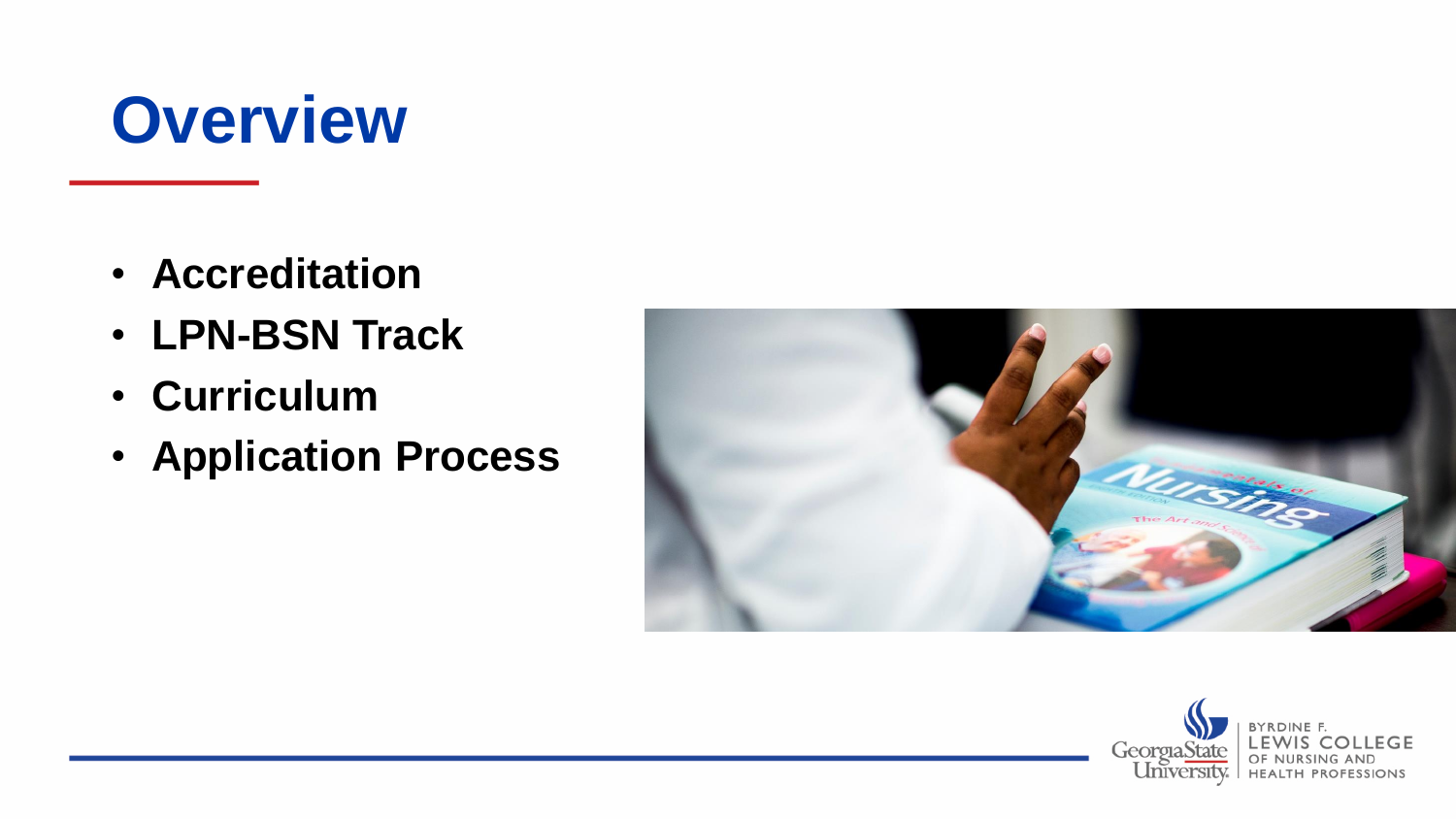# Overview

- **Accreditation**
- **LPN-BSN Track**
- **Curriculum**
- **Application Process**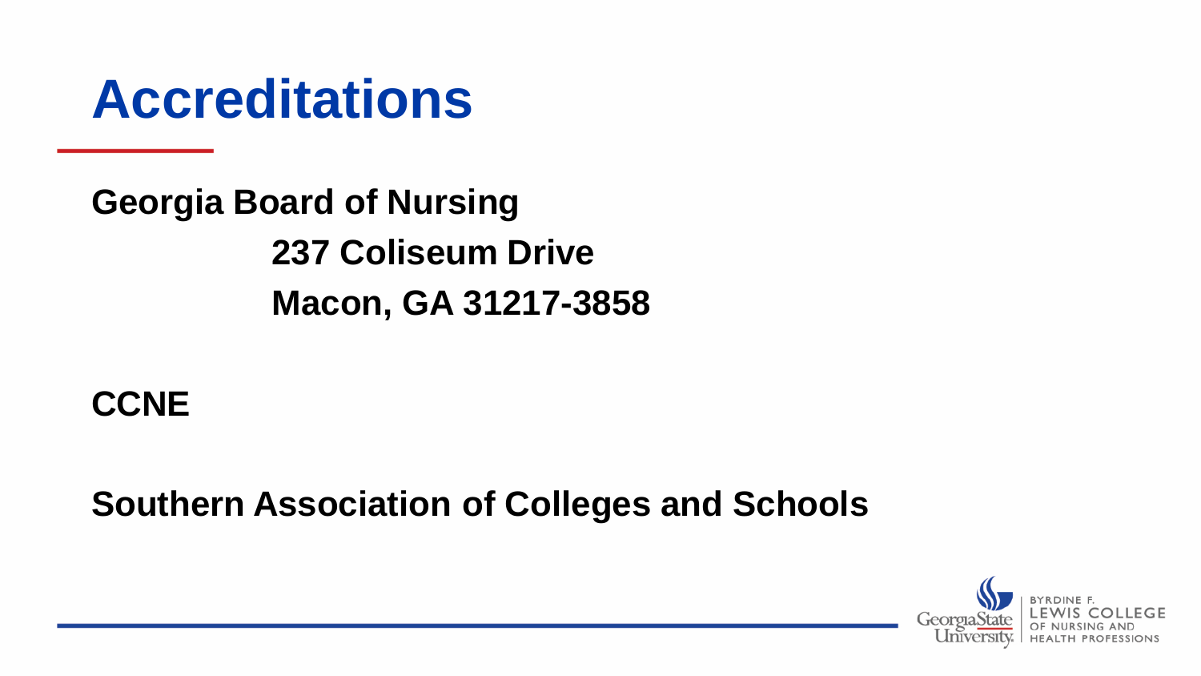# Accreditations

**Georgia Board of Nursing**

**237 Coliseum Drive**

**Macon, GA 31217-3858**

**CCNE**

**Southern Association of Colleges and Schools**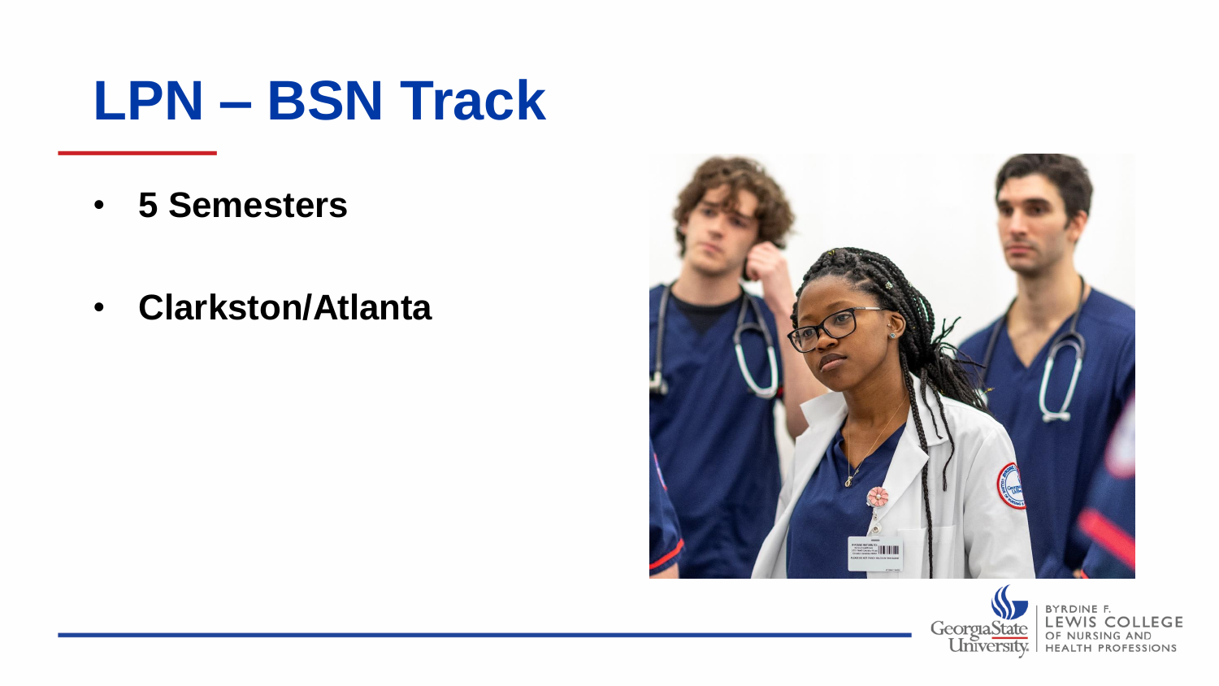# LPN – BSN Track

- **5 Semesters**
- **Clarkston/Atlanta**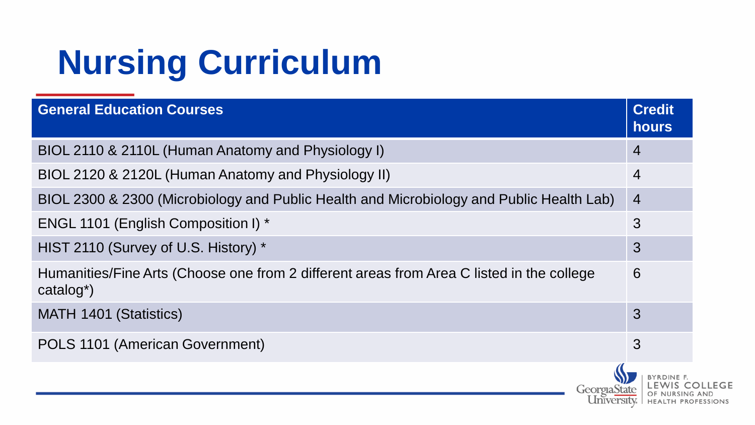# Nursing Curriculum

| General Education Courses | Credit hours |
| --- | --- |
| BIOL 2110 & 2110L (Human Anatomy and Physiology I) | 4 |
| BIOL 2120 & 2120L (Human Anatomy and Physiology II) | 4 |
| BIOL 2300 & 2300 (Microbiology and Public Health and Microbiology and Public Health Lab) | 4 |
| ENGL 1101 (English Composition I) * | 3 |
| HIST 2110 (Survey of U.S. History) * | 3 |
| Humanities/Fine Arts (Choose one from 2 different areas from Area C listed in the college catalog*) | 6 |
| MATH 1401 (Statistics) | 3 |
| POLS 1101 (American Government) | 3 |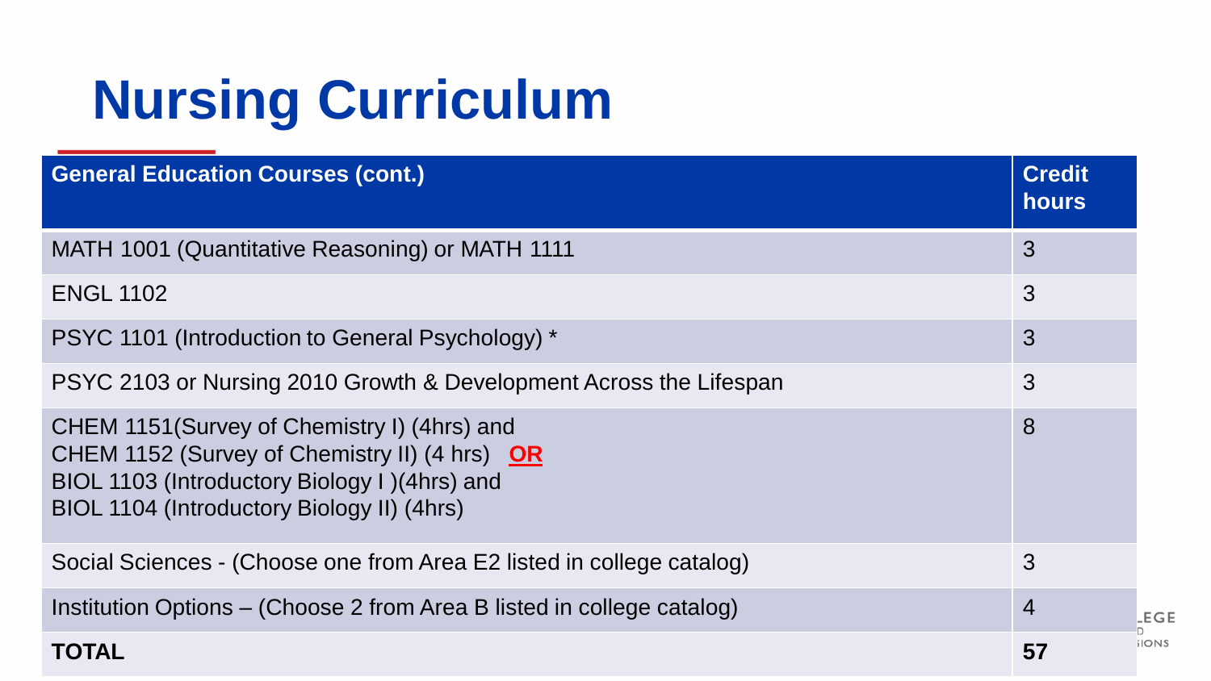# Nursing Curriculum

| General Education Courses (cont.) | Credit hours |
| --- | --- |
| MATH 1001 (Quantitative Reasoning) or MATH 1111 | 3 |
| ENGL 1102 | 3 |
| PSYC 1101 (Introduction to General Psychology) * | 3 |
| PSYC 2103 or Nursing 2010 Growth & Development Across the Lifespan | 3 |
| CHEM 1151(Survey of Chemistry I) (4hrs) and<br>CHEM 1152 (Survey of Chemistry II) (4 hrs) **OR**<br>BIOL 1103 (Introductory Biology I )(4hrs) and<br>BIOL 1104 (Introductory Biology II) (4hrs) | 8 |
| Social Sciences - (Choose one from Area E2 listed in college catalog) | 3 |
| Institution Options – (Choose 2 from Area B listed in college catalog) | 4 |
| **TOTAL** | **57** |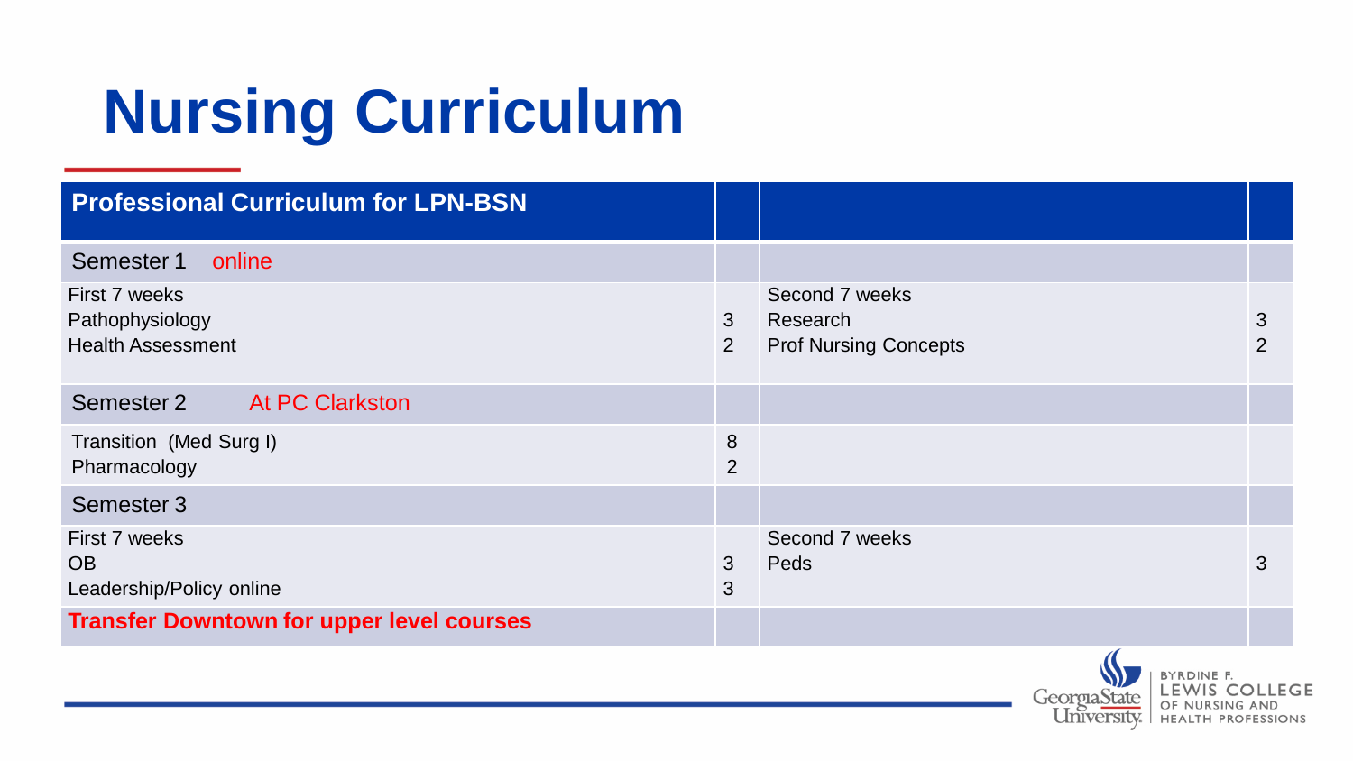# Nursing Curriculum

| Professional Curriculum for LPN-BSN | | | |
|---|---|---|---|
| Semester 1 online | | | |
| First 7 weeks<br>Pathophysiology<br>Health Assessment | <br>3<br>2 | Second 7 weeks<br>Research<br>Prof Nursing Concepts | <br>3<br>2 |
| Semester 2 At PC Clarkston | | | |
| Transition (Med Surg I)<br>Pharmacology | 8<br>2 | | |
| Semester 3 | | | |
| First 7 weeks<br>OB<br>Leadership/Policy online | <br>3<br>3 | Second 7 weeks<br>Peds | <br>3 |
| **Transfer Downtown for upper level courses** | | | |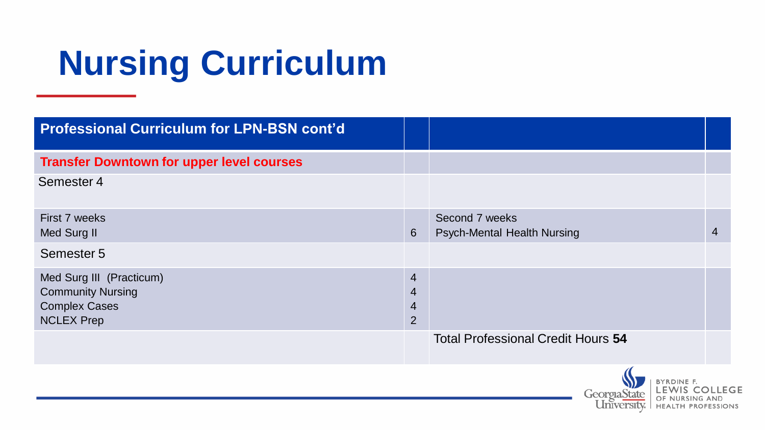# Nursing Curriculum

| Professional Curriculum for LPN-BSN cont'd | | | |
|---|---|---|---|
| **Transfer Downtown for upper level courses** | | | |
| Semester 4 | | | |
| First 7 weeks<br>Med Surg II | 6 | Second 7 weeks<br>Psych-Mental Health Nursing | 4 |
| Semester 5 | | | |
| Med Surg III (Practicum)<br>Community Nursing<br>Complex Cases<br>NCLEX Prep | 4<br>4<br>4<br>2 | | |
| | | Total Professional Credit Hours **54** | |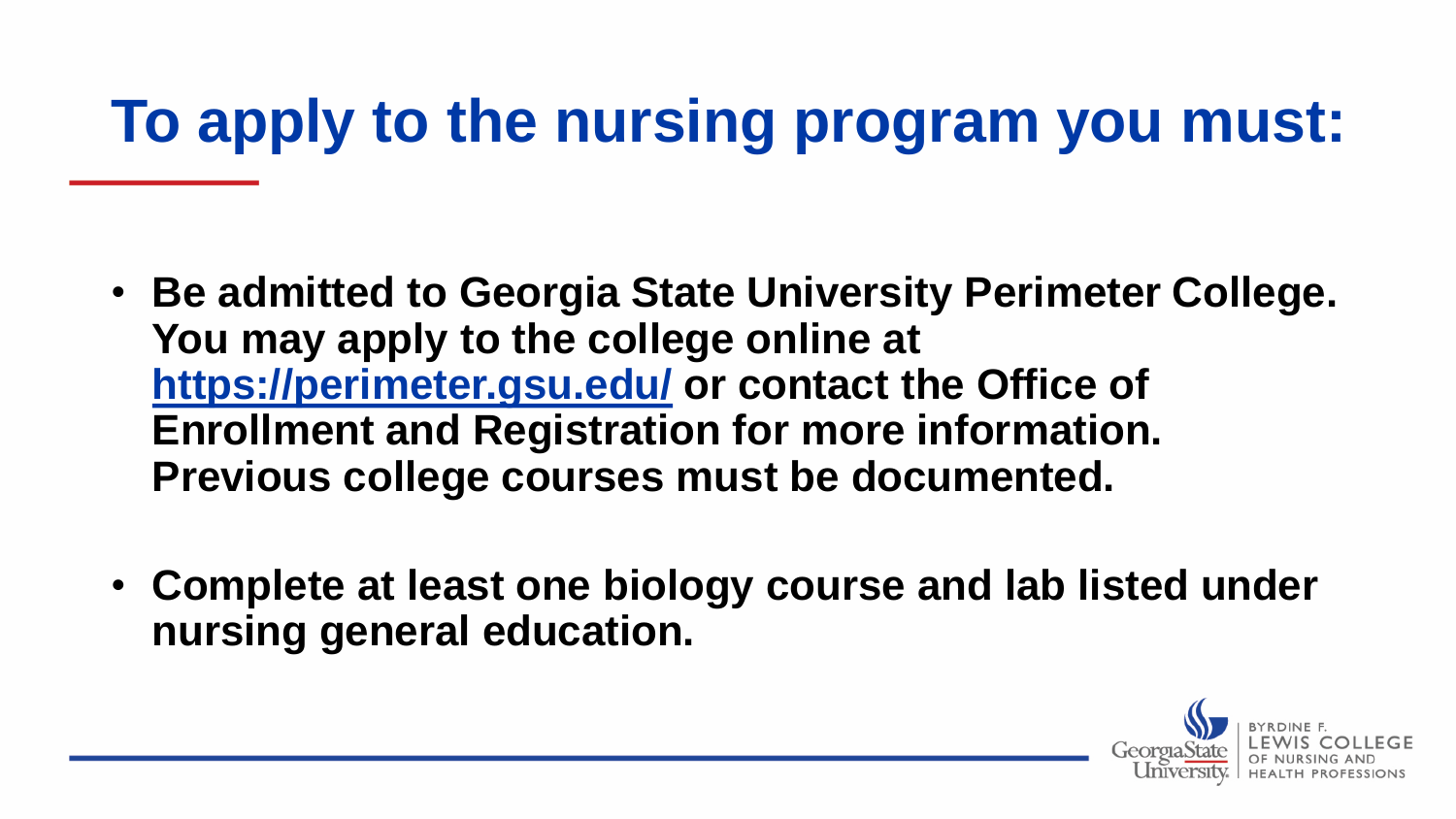# To apply to the nursing program you must:

- **Be admitted to Georgia State University Perimeter College. You may apply to the college online at [https://perimeter.gsu.edu/](https://perimeter.gsu.edu/) or contact the Office of Enrollment and Registration for more information. Previous college courses must be documented.**

- **Complete at least one biology course and lab listed under nursing general education.**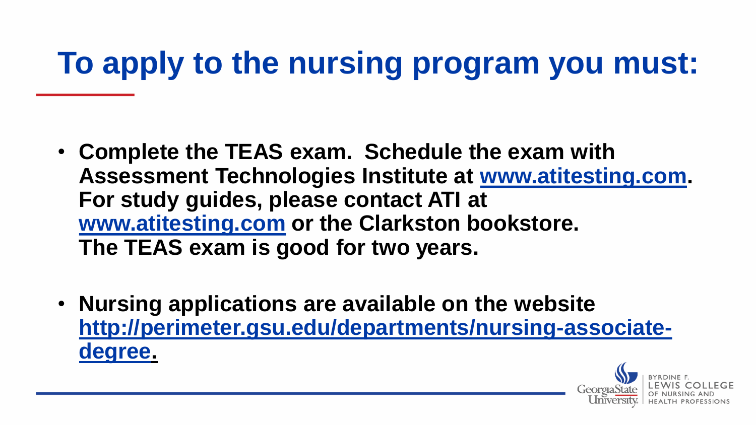# To apply to the nursing program you must:

- **Complete the TEAS exam. Schedule the exam with Assessment Technologies Institute at [www.atitesting.com](http://www.atitesting.com). For study guides, please contact ATI at [www.atitesting.com](http://www.atitesting.com) or the Clarkston bookstore. The TEAS exam is good for two years.**

- **Nursing applications are available on the website [http://perimeter.gsu.edu/departments/nursing-associate-degree](http://perimeter.gsu.edu/departments/nursing-associate-degree).**

Georgia State University | Byrdine F. Lewis College of Nursing and Health Professions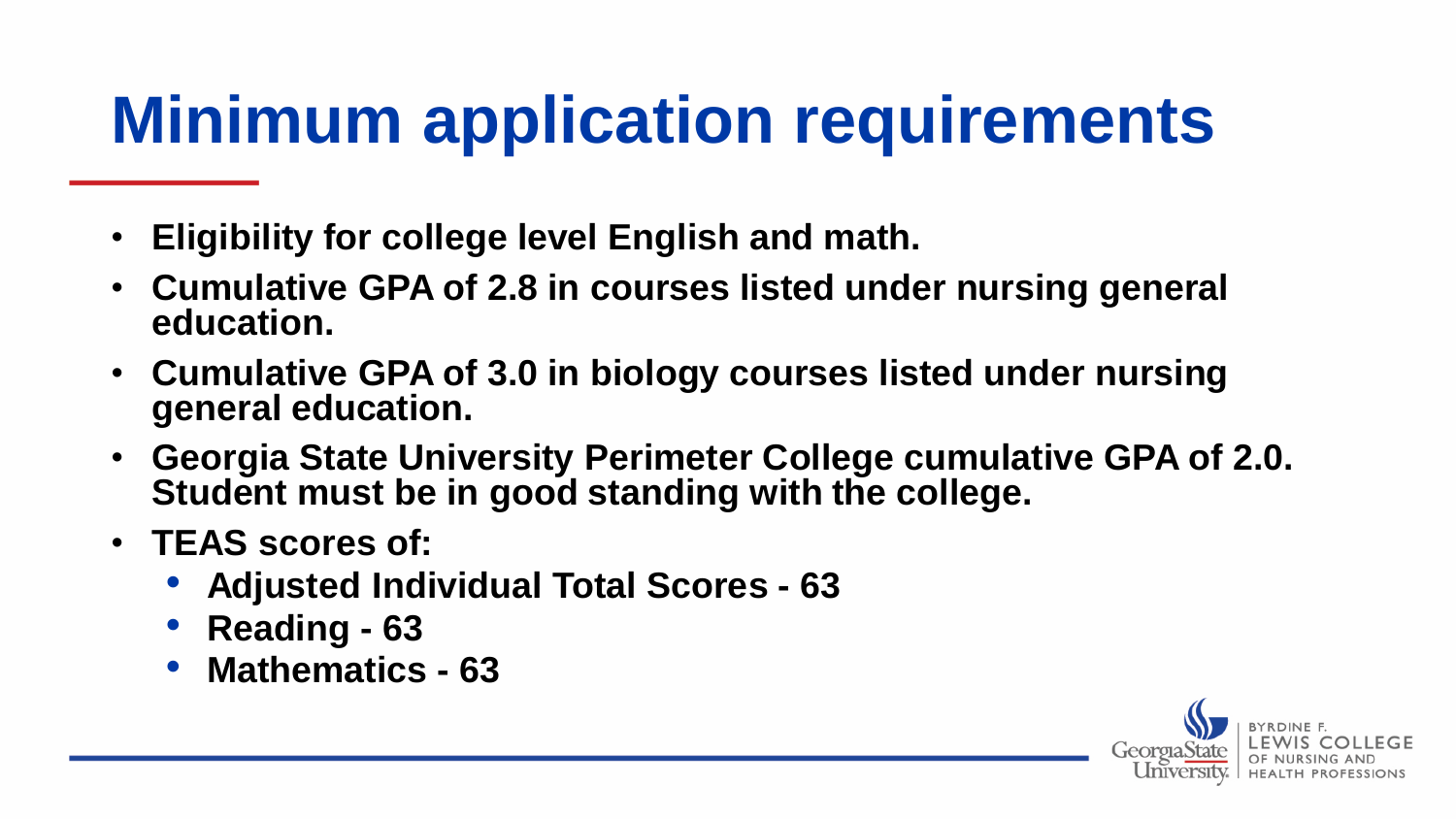# Minimum application requirements

- **Eligibility for college level English and math.**
- **Cumulative GPA of 2.8 in courses listed under nursing general education.**
- **Cumulative GPA of 3.0 in biology courses listed under nursing general education.**
- **Georgia State University Perimeter College cumulative GPA of 2.0. Student must be in good standing with the college.**
- **TEAS scores of:**
  - **Adjusted Individual Total Scores - 63**
  - **Reading - 63**
  - **Mathematics - 63**

Georgia State University | Byrdine F. Lewis College of Nursing and Health Professions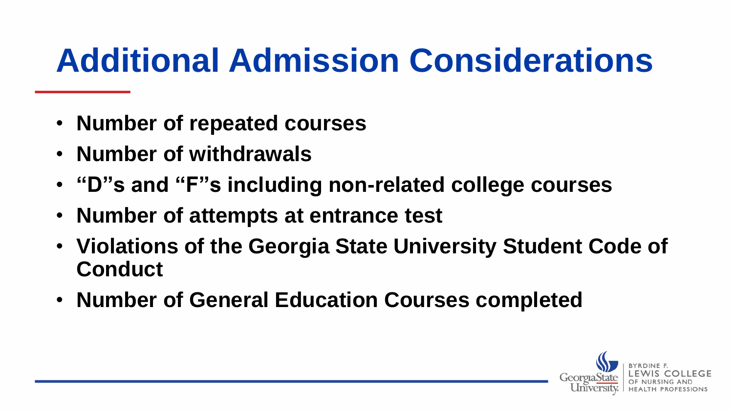# Additional Admission Considerations

- **Number of repeated courses**
- **Number of withdrawals**
- **"D"s and "F"s including non-related college courses**
- **Number of attempts at entrance test**
- **Violations of the Georgia State University Student Code of Conduct**
- **Number of General Education Courses completed**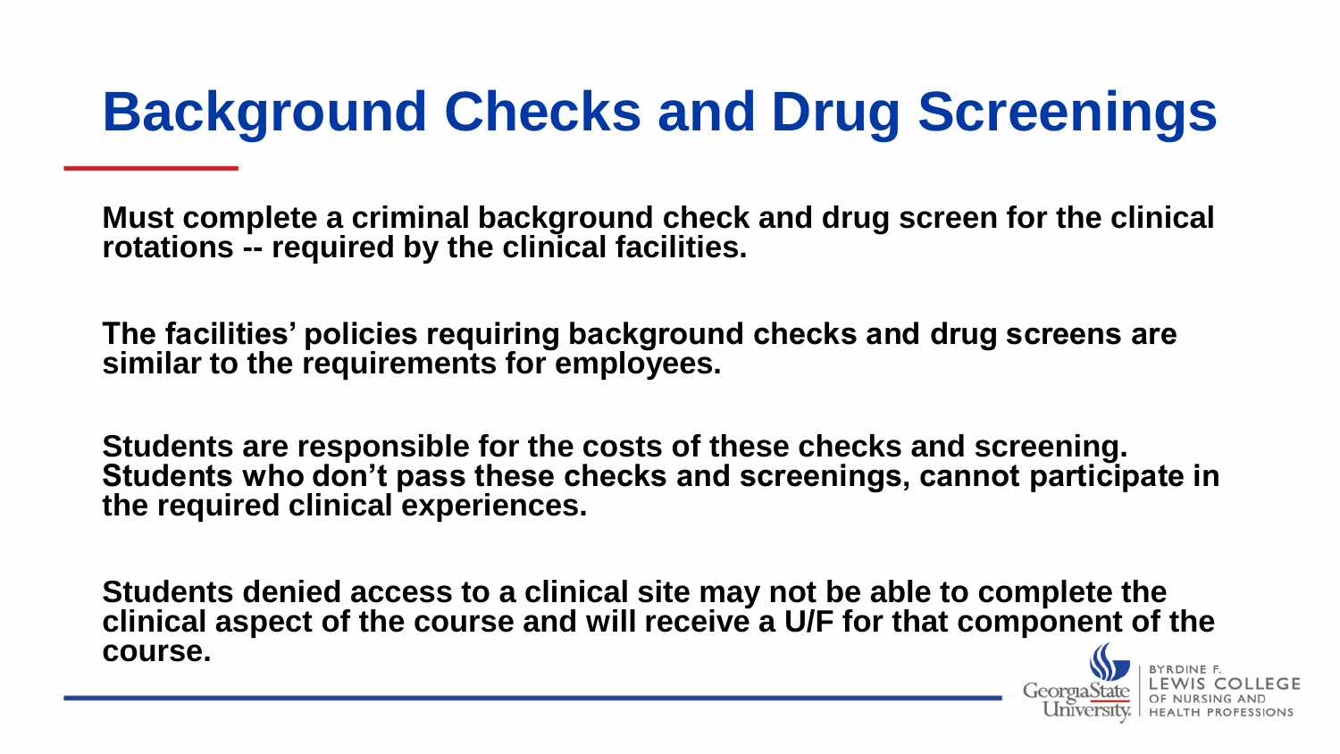# Background Checks and Drug Screenings

**Must complete a criminal background check and drug screen for the clinical rotations -- required by the clinical facilities.**

**The facilities' policies requiring background checks and drug screens are similar to the requirements for employees.**

**Students are responsible for the costs of these checks and screening. Students who don't pass these checks and screenings, cannot participate in the required clinical experiences.**

**Students denied access to a clinical site may not be able to complete the clinical aspect of the course and will receive a U/F for that component of the course.**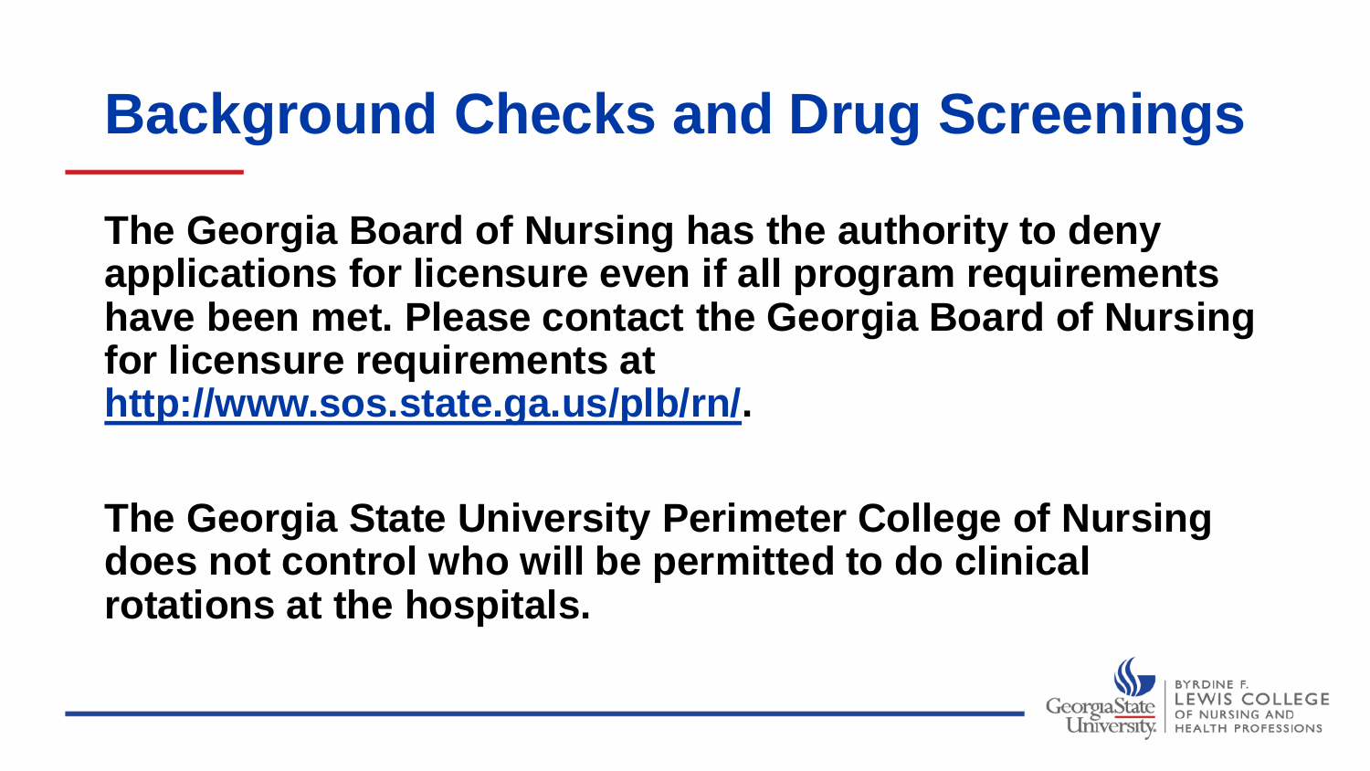# Background Checks and Drug Screenings

**The Georgia Board of Nursing has the authority to deny applications for licensure even if all program requirements have been met. Please contact the Georgia Board of Nursing for licensure requirements at [http://www.sos.state.ga.us/plb/rn/](http://www.sos.state.ga.us/plb/rn/).**

**The Georgia State University Perimeter College of Nursing does not control who will be permitted to do clinical rotations at the hospitals.**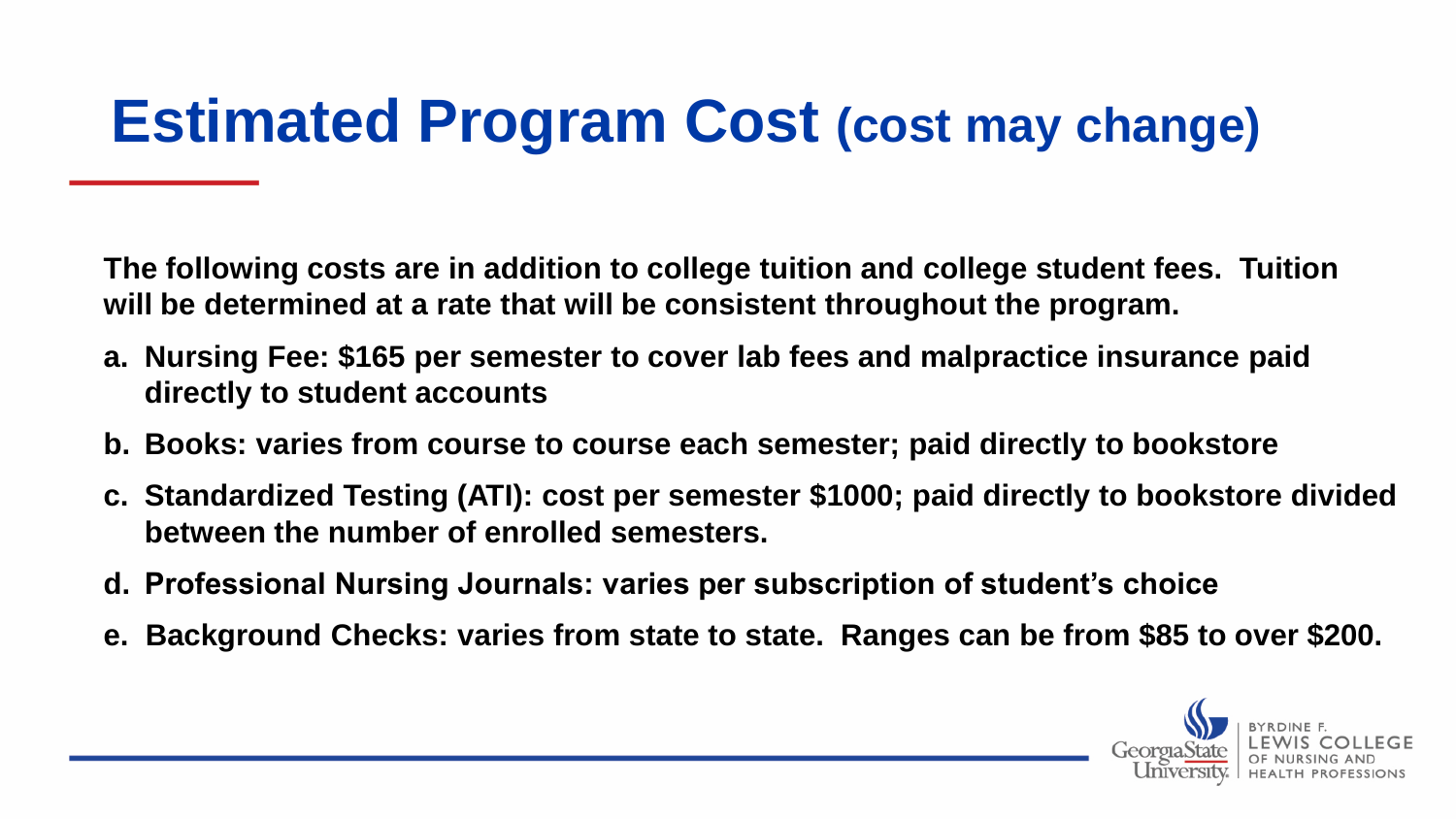# Estimated Program Cost (cost may change)

**The following costs are in addition to college tuition and college student fees. Tuition will be determined at a rate that will be consistent throughout the program.**

a. **Nursing Fee: $165 per semester to cover lab fees and malpractice insurance paid directly to student accounts**

b. **Books: varies from course to course each semester; paid directly to bookstore**

c. **Standardized Testing (ATI): cost per semester $1000; paid directly to bookstore divided between the number of enrolled semesters.**

d. **Professional Nursing Journals: varies per subscription of student's choice**

e. **Background Checks: varies from state to state. Ranges can be from $85 to over $200.**

Georgia State University | Byrdine F. Lewis College of Nursing and Health Professions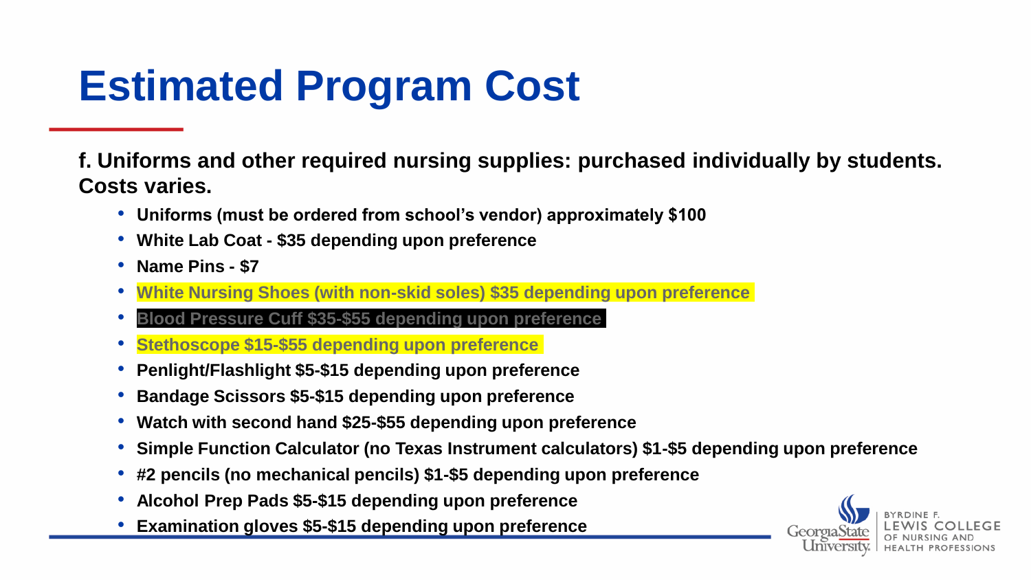# Estimated Program Cost

**f. Uniforms and other required nursing supplies: purchased individually by students. Costs varies.**

- **Uniforms (must be ordered from school's vendor) approximately $100**
- **White Lab Coat - $35 depending upon preference**
- **Name Pins - $7**
- **White Nursing Shoes (with non-skid soles) $35 depending upon preference**
- **Blood Pressure Cuff $35-$55 depending upon preference**
- **Stethoscope $15-$55 depending upon preference**
- **Penlight/Flashlight $5-$15 depending upon preference**
- **Bandage Scissors $5-$15 depending upon preference**
- **Watch with second hand $25-$55 depending upon preference**
- **Simple Function Calculator (no Texas Instrument calculators) $1-$5 depending upon preference**
- **#2 pencils (no mechanical pencils) $1-$5 depending upon preference**
- **Alcohol Prep Pads $5-$15 depending upon preference**
- **Examination gloves $5-$15 depending upon preference**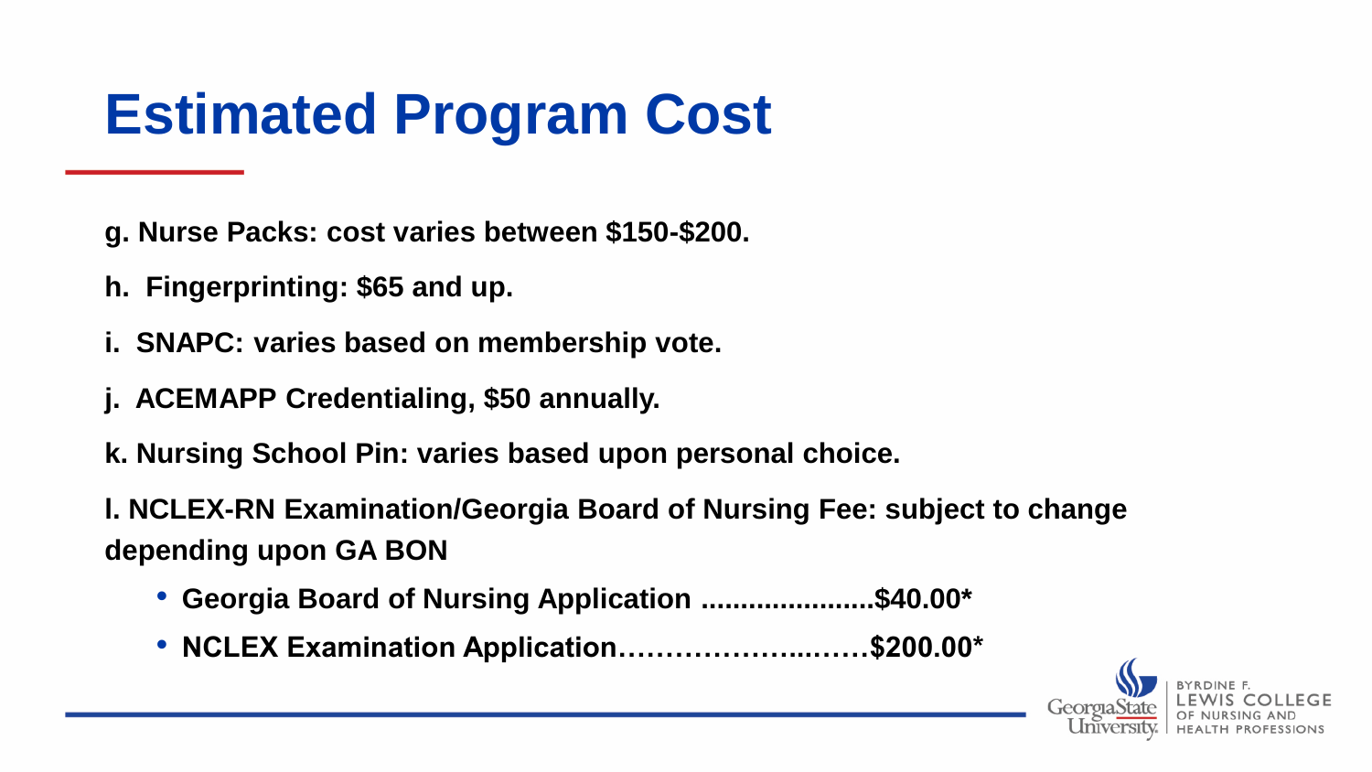# Estimated Program Cost

**g. Nurse Packs: cost varies between $150-$200.**

**h. Fingerprinting: $65 and up.**

**i. SNAPC: varies based on membership vote.**

**j. ACEMAPP Credentialing, $50 annually.**

**k. Nursing School Pin: varies based upon personal choice.**

**l. NCLEX-RN Examination/Georgia Board of Nursing Fee: subject to change depending upon GA BON**

- **Georgia Board of Nursing Application ......................$40.00***
- **NCLEX Examination Application……………….……$200.00***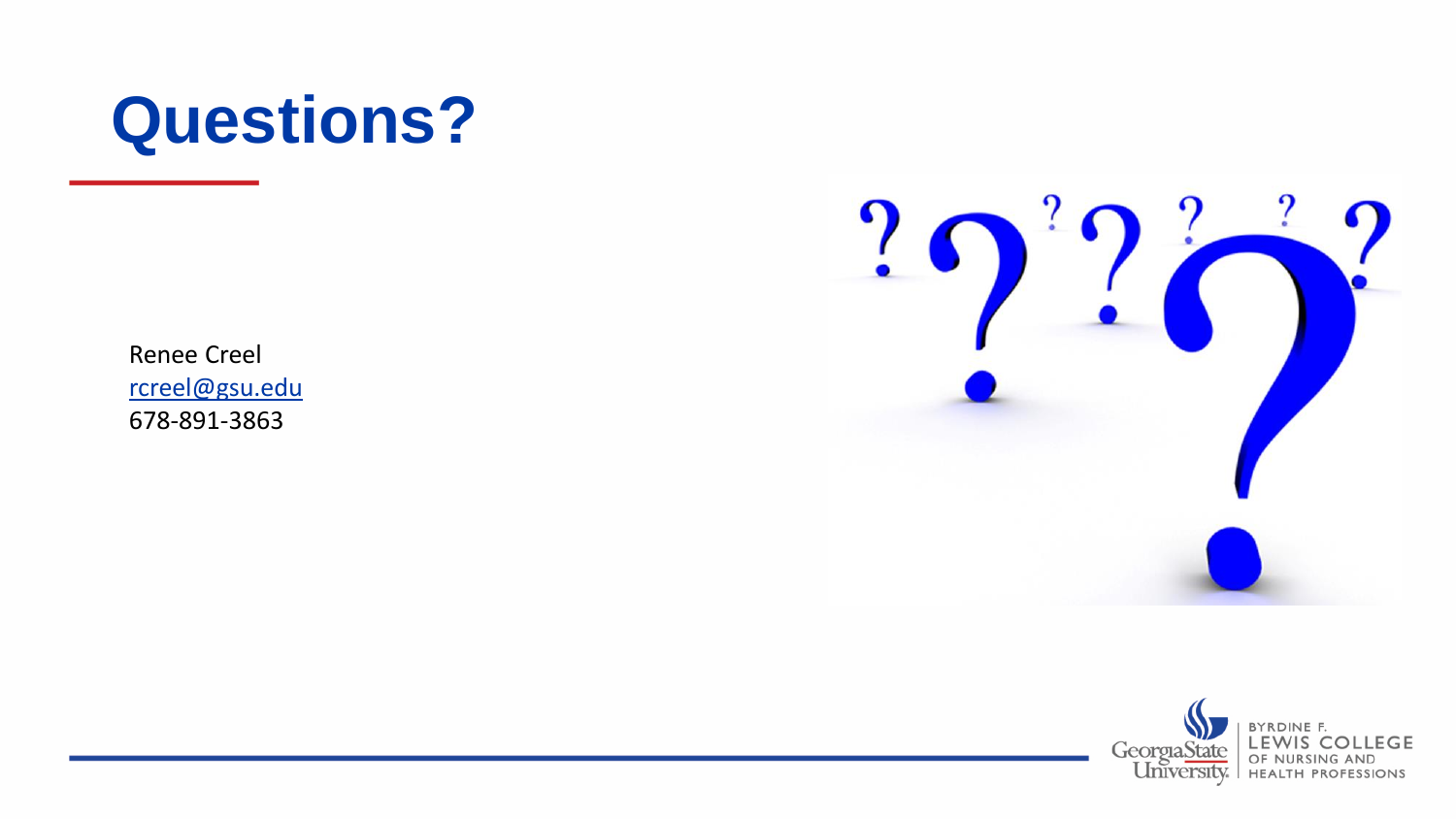# Questions?

Renee Creel
rcreel@gsu.edu
678-891-3863